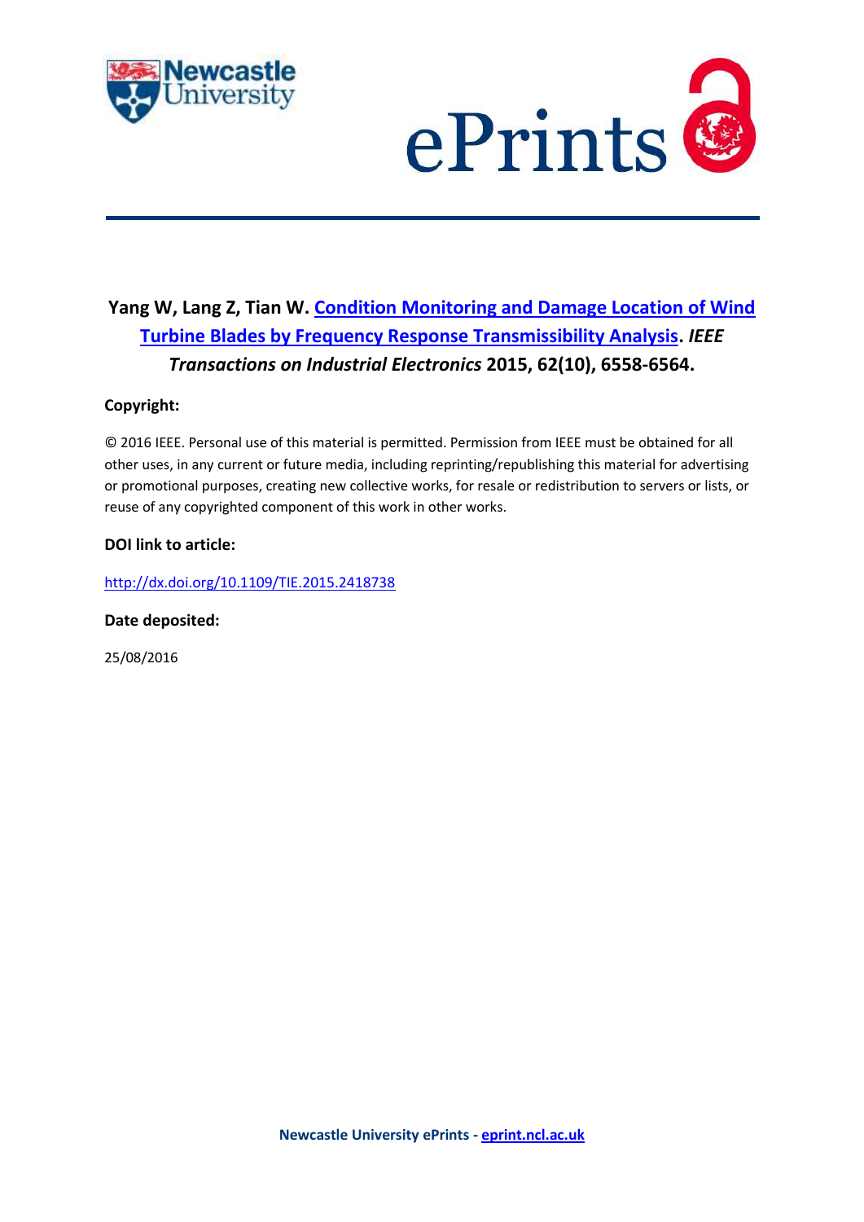**Yang W, Lang Z, Tian W. Condition Monitoring and Damage Location of Wind Turbine Blades by Frequency Response Transmissibility Analysis. *IEEE Transactions on Industrial Electronics* 2015, 62(10), 6558-6564.**

**Copyright:**

© 2016 IEEE. Personal use of this material is permitted. Permission from IEEE must be obtained for all other uses, in any current or future media, including reprinting/republishing this material for advertising or promotional purposes, creating new collective works, for resale or redistribution to servers or lists, or reuse of any copyrighted component of this work in other works.

**DOI link to article:**

http://dx.doi.org/10.1109/TIE.2015.2418738

**Date deposited:**

25/08/2016

**Newcastle University ePrints - eprint.ncl.ac.uk**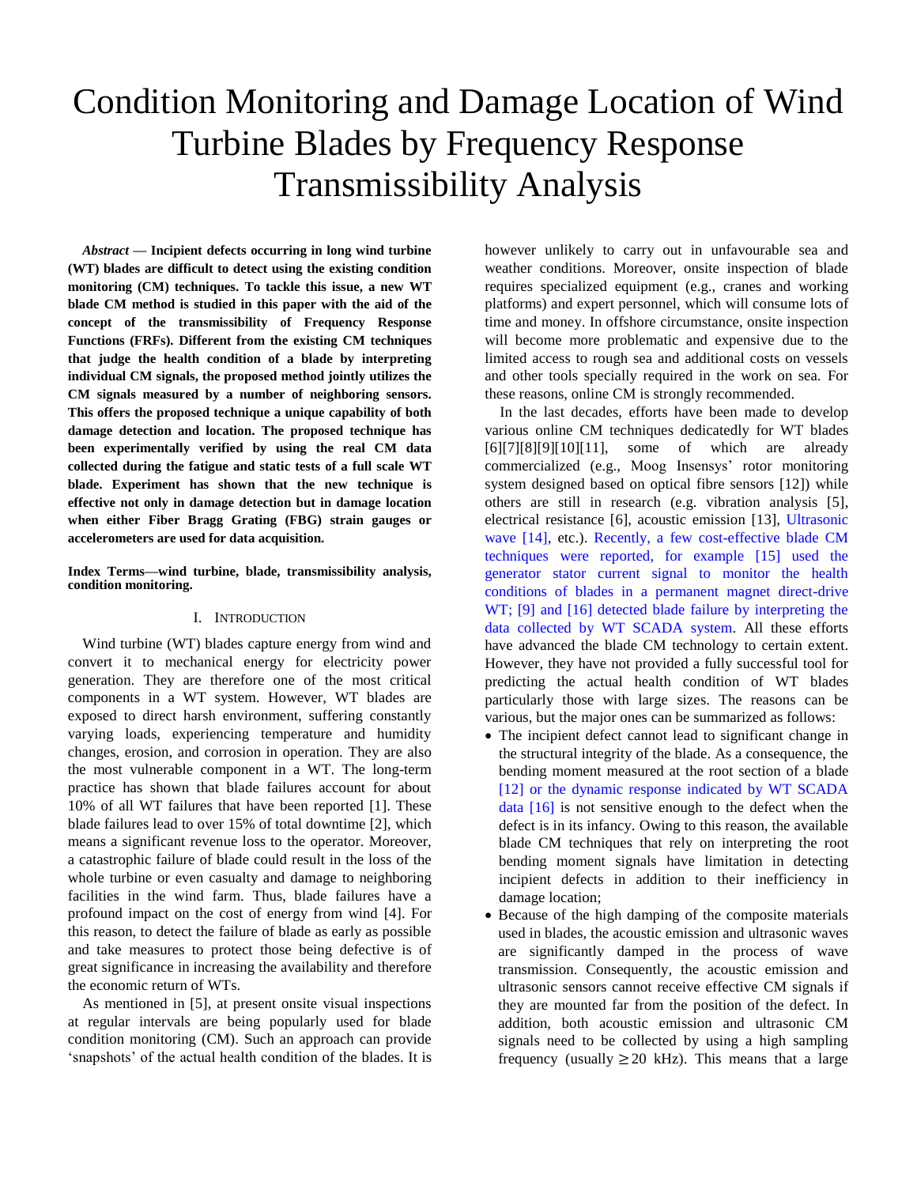# Condition Monitoring and Damage Location of Wind Turbine Blades by Frequency Response Transmissibility Analysis

***Abstract* — Incipient defects occurring in long wind turbine (WT) blades are difficult to detect using the existing condition monitoring (CM) techniques. To tackle this issue, a new WT blade CM method is studied in this paper with the aid of the concept of the transmissibility of Frequency Response Functions (FRFs). Different from the existing CM techniques that judge the health condition of a blade by interpreting individual CM signals, the proposed method jointly utilizes the CM signals measured by a number of neighboring sensors. This offers the proposed technique a unique capability of both damage detection and location. The proposed technique has been experimentally verified by using the real CM data collected during the fatigue and static tests of a full scale WT blade. Experiment has shown that the new technique is effective not only in damage detection but in damage location when either Fiber Bragg Grating (FBG) strain gauges or accelerometers are used for data acquisition.**

**Index Terms—wind turbine, blade, transmissibility analysis, condition monitoring.**

## I. Introduction

Wind turbine (WT) blades capture energy from wind and convert it to mechanical energy for electricity power generation. They are therefore one of the most critical components in a WT system. However, WT blades are exposed to direct harsh environment, suffering constantly varying loads, experiencing temperature and humidity changes, erosion, and corrosion in operation. They are also the most vulnerable component in a WT. The long-term practice has shown that blade failures account for about 10% of all WT failures that have been reported [1]. These blade failures lead to over 15% of total downtime [2], which means a significant revenue loss to the operator. Moreover, a catastrophic failure of blade could result in the loss of the whole turbine or even casualty and damage to neighboring facilities in the wind farm. Thus, blade failures have a profound impact on the cost of energy from wind [4]. For this reason, to detect the failure of blade as early as possible and take measures to protect those being defective is of great significance in increasing the availability and therefore the economic return of WTs.

As mentioned in [5], at present onsite visual inspections at regular intervals are being popularly used for blade condition monitoring (CM). Such an approach can provide 'snapshots' of the actual health condition of the blades. It is however unlikely to carry out in unfavourable sea and weather conditions. Moreover, onsite inspection of blade requires specialized equipment (e.g., cranes and working platforms) and expert personnel, which will consume lots of time and money. In offshore circumstance, onsite inspection will become more problematic and expensive due to the limited access to rough sea and additional costs on vessels and other tools specially required in the work on sea. For these reasons, online CM is strongly recommended.

In the last decades, efforts have been made to develop various online CM techniques dedicatedly for WT blades [6][7][8][9][10][11], some of which are already commercialized (e.g., Moog Insensys' rotor monitoring system designed based on optical fibre sensors [12]) while others are still in research (e.g. vibration analysis [5], electrical resistance [6], acoustic emission [13], Ultrasonic wave [14], etc.). Recently, a few cost-effective blade CM techniques were reported, for example [15] used the generator stator current signal to monitor the health conditions of blades in a permanent magnet direct-drive WT; [9] and [16] detected blade failure by interpreting the data collected by WT SCADA system. All these efforts have advanced the blade CM technology to certain extent. However, they have not provided a fully successful tool for predicting the actual health condition of WT blades particularly those with large sizes. The reasons can be various, but the major ones can be summarized as follows:

- The incipient defect cannot lead to significant change in the structural integrity of the blade. As a consequence, the bending moment measured at the root section of a blade [12] or the dynamic response indicated by WT SCADA data [16] is not sensitive enough to the defect when the defect is in its infancy. Owing to this reason, the available blade CM techniques that rely on interpreting the root bending moment signals have limitation in detecting incipient defects in addition to their inefficiency in damage location;
- Because of the high damping of the composite materials used in blades, the acoustic emission and ultrasonic waves are significantly damped in the process of wave transmission. Consequently, the acoustic emission and ultrasonic sensors cannot receive effective CM signals if they are mounted far from the position of the defect. In addition, both acoustic emission and ultrasonic CM signals need to be collected by using a high sampling frequency (usually $\geq 20$ kHz). This means that a large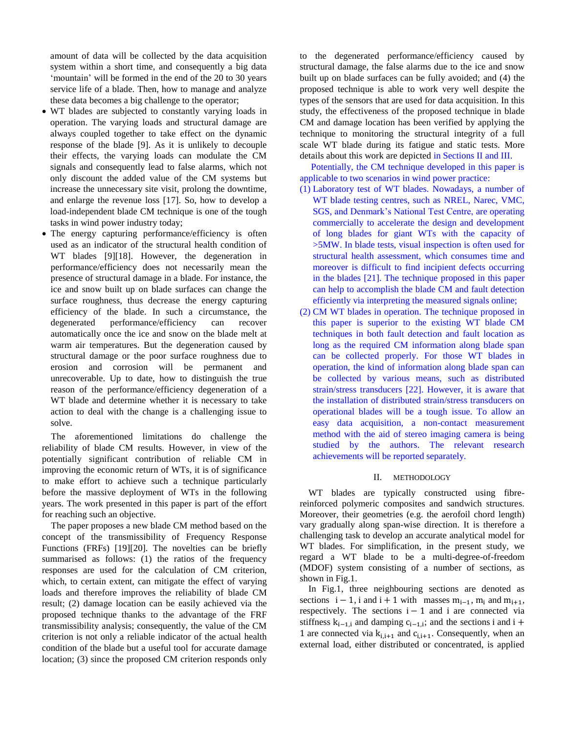amount of data will be collected by the data acquisition system within a short time, and consequently a big data 'mountain' will be formed in the end of the 20 to 30 years service life of a blade. Then, how to manage and analyze these data becomes a big challenge to the operator;

- WT blades are subjected to constantly varying loads in operation. The varying loads and structural damage are always coupled together to take effect on the dynamic response of the blade [9]. As it is unlikely to decouple their effects, the varying loads can modulate the CM signals and consequently lead to false alarms, which not only discount the added value of the CM systems but increase the unnecessary site visit, prolong the downtime, and enlarge the revenue loss [17]. So, how to develop a load-independent blade CM technique is one of the tough tasks in wind power industry today;
- The energy capturing performance/efficiency is often used as an indicator of the structural health condition of WT blades [9][18]. However, the degeneration in performance/efficiency does not necessarily mean the presence of structural damage in a blade. For instance, the ice and snow built up on blade surfaces can change the surface roughness, thus decrease the energy capturing efficiency of the blade. In such a circumstance, the degenerated performance/efficiency can recover automatically once the ice and snow on the blade melt at warm air temperatures. But the degeneration caused by structural damage or the poor surface roughness due to erosion and corrosion will be permanent and unrecoverable. Up to date, how to distinguish the true reason of the performance/efficiency degeneration of a WT blade and determine whether it is necessary to take action to deal with the change is a challenging issue to solve.

The aforementioned limitations do challenge the reliability of blade CM results. However, in view of the potentially significant contribution of reliable CM in improving the economic return of WTs, it is of significance to make effort to achieve such a technique particularly before the massive deployment of WTs in the following years. The work presented in this paper is part of the effort for reaching such an objective.

The paper proposes a new blade CM method based on the concept of the transmissibility of Frequency Response Functions (FRFs) [19][20]. The novelties can be briefly summarised as follows: (1) the ratios of the frequency responses are used for the calculation of CM criterion, which, to certain extent, can mitigate the effect of varying loads and therefore improves the reliability of blade CM result; (2) damage location can be easily achieved via the proposed technique thanks to the advantage of the FRF transmissibility analysis; consequently, the value of the CM criterion is not only a reliable indicator of the actual health condition of the blade but a useful tool for accurate damage location; (3) since the proposed CM criterion responds only to the degenerated performance/efficiency caused by structural damage, the false alarms due to the ice and snow built up on blade surfaces can be fully avoided; and (4) the proposed technique is able to work very well despite the types of the sensors that are used for data acquisition. In this study, the effectiveness of the proposed technique in blade CM and damage location has been verified by applying the technique to monitoring the structural integrity of a full scale WT blade during its fatigue and static tests. More details about this work are depicted in Sections II and III.

Potentially, the CM technique developed in this paper is applicable to two scenarios in wind power practice:

(1) Laboratory test of WT blades. Nowadays, a number of WT blade testing centres, such as NREL, Narec, VMC, SGS, and Denmark's National Test Centre, are operating commercially to accelerate the design and development of long blades for giant WTs with the capacity of >5MW. In blade tests, visual inspection is often used for structural health assessment, which consumes time and moreover is difficult to find incipient defects occurring in the blades [21]. The technique proposed in this paper can help to accomplish the blade CM and fault detection efficiently via interpreting the measured signals online;

(2) CM WT blades in operation. The technique proposed in this paper is superior to the existing WT blade CM techniques in both fault detection and fault location as long as the required CM information along blade span can be collected properly. For those WT blades in operation, the kind of information along blade span can be collected by various means, such as distributed strain/stress transducers [22]. However, it is aware that the installation of distributed strain/stress transducers on operational blades will be a tough issue. To allow an easy data acquisition, a non-contact measurement method with the aid of stereo imaging camera is being studied by the authors. The relevant research achievements will be reported separately.

## II. Methodology

WT blades are typically constructed using fibre-reinforced polymeric composites and sandwich structures. Moreover, their geometries (e.g. the aerofoil chord length) vary gradually along span-wise direction. It is therefore a challenging task to develop an accurate analytical model for WT blades. For simplification, in the present study, we regard a WT blade to be a multi-degree-of-freedom (MDOF) system consisting of a number of sections, as shown in Fig.1.

In Fig.1, three neighbouring sections are denoted as sections $i-1$, $i$ and $i+1$ with masses $m_{i-1}$, $m_i$ and $m_{i+1}$, respectively. The sections $i-1$ and $i$ are connected via stiffness $k_{i-1,i}$ and damping $c_{i-1,i}$; and the sections $i$ and $i+1$ are connected via $k_{i,i+1}$ and $c_{i,i+1}$. Consequently, when an external load, either distributed or concentrated, is applied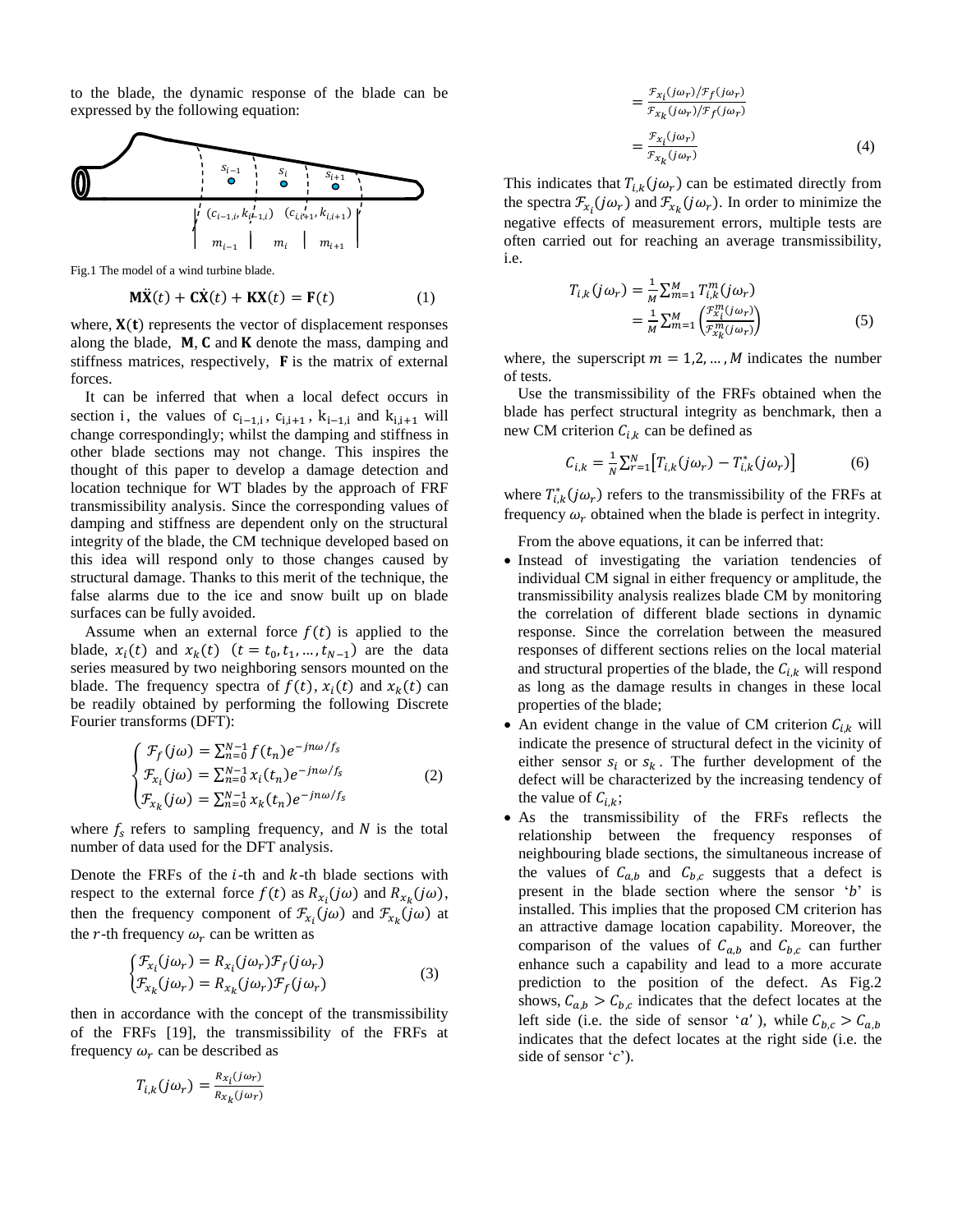to the blade, the dynamic response of the blade can be expressed by the following equation:

Fig.1 The model of a wind turbine blade.

$$\mathbf{M}\ddot{\mathbf{X}}(t) + \mathbf{C}\dot{\mathbf{X}}(t) + \mathbf{K}\mathbf{X}(t) = \mathbf{F}(t) \tag{1}$$

where, $\mathbf{X}(\mathbf{t})$ represents the vector of displacement responses along the blade, $\mathbf{M}$, $\mathbf{C}$ and $\mathbf{K}$ denote the mass, damping and stiffness matrices, respectively, $\mathbf{F}$ is the matrix of external forces.

It can be inferred that when a local defect occurs in section $\mathrm{i}$, the values of $\mathrm{c_{i-1,i}}$, $\mathrm{c_{i,i+1}}$, $\mathrm{k_{i-1,i}}$ and $\mathrm{k_{i,i+1}}$ will change correspondingly; whilst the damping and stiffness in other blade sections may not change. This inspires the thought of this paper to develop a damage detection and location technique for WT blades by the approach of FRF transmissibility analysis. Since the corresponding values of damping and stiffness are dependent only on the structural integrity of the blade, the CM technique developed based on this idea will respond only to those changes caused by structural damage. Thanks to this merit of the technique, the false alarms due to the ice and snow built up on blade surfaces can be fully avoided.

Assume when an external force $f(t)$ is applied to the blade, $x_i(t)$ and $x_k(t)$ $(t = t_0, t_1, \dots, t_{N-1})$ are the data series measured by two neighboring sensors mounted on the blade. The frequency spectra of $f(t)$, $x_i(t)$ and $x_k(t)$ can be readily obtained by performing the following Discrete Fourier transforms (DFT):

$$\begin{cases} \mathcal{F}_f(j\omega) = \sum_{n=0}^{N-1} f(t_n) e^{-jn\omega/f_s} \\ \mathcal{F}_{x_i}(j\omega) = \sum_{n=0}^{N-1} x_i(t_n) e^{-jn\omega/f_s} \\ \mathcal{F}_{x_k}(j\omega) = \sum_{n=0}^{N-1} x_k(t_n) e^{-jn\omega/f_s} \end{cases} \tag{2}$$

where $f_s$ refers to sampling frequency, and $N$ is the total number of data used for the DFT analysis.

Denote the FRFs of the $i$-th and $k$-th blade sections with respect to the external force $f(t)$ as $R_{x_i}(j\omega)$ and $R_{x_k}(j\omega)$, then the frequency component of $\mathcal{F}_{x_i}(j\omega)$ and $\mathcal{F}_{x_k}(j\omega)$ at the $r$-th frequency $\omega_r$ can be written as

$$\begin{cases} \mathcal{F}_{x_i}(j\omega_r) = R_{x_i}(j\omega_r)\mathcal{F}_f(j\omega_r) \\ \mathcal{F}_{x_k}(j\omega_r) = R_{x_k}(j\omega_r)\mathcal{F}_f(j\omega_r) \end{cases} \tag{3}$$

then in accordance with the concept of the transmissibility of the FRFs [19], the transmissibility of the FRFs at frequency $\omega_r$ can be described as

$$T_{i,k}(j\omega_r) = \frac{R_{x_i}(j\omega_r)}{R_{x_k}(j\omega_r)} = \frac{\mathcal{F}_{x_i}(j\omega_r)/\mathcal{F}_f(j\omega_r)}{\mathcal{F}_{x_k}(j\omega_r)/\mathcal{F}_f(j\omega_r)} = \frac{\mathcal{F}_{x_i}(j\omega_r)}{\mathcal{F}_{x_k}(j\omega_r)} \tag{4}$$

This indicates that $T_{i,k}(j\omega_r)$ can be estimated directly from the spectra $\mathcal{F}_{x_i}(j\omega_r)$ and $\mathcal{F}_{x_k}(j\omega_r)$. In order to minimize the negative effects of measurement errors, multiple tests are often carried out for reaching an average transmissibility, i.e.

$$T_{i,k}(j\omega_r) = \frac{1}{M}\sum_{m=1}^{M} T_{i,k}^m(j\omega_r) = \frac{1}{M}\sum_{m=1}^{M}\left(\frac{\mathcal{F}_{x_i}^m(j\omega_r)}{\mathcal{F}_{x_k}^m(j\omega_r)}\right) \tag{5}$$

where, the superscript $m = 1,2,\dots,M$ indicates the number of tests.

Use the transmissibility of the FRFs obtained when the blade has perfect structural integrity as benchmark, then a new CM criterion $C_{i,k}$ can be defined as

$$C_{i,k} = \frac{1}{N}\sum_{r=1}^{N}\left[T_{i,k}(j\omega_r) - T_{i,k}^*(j\omega_r)\right] \tag{6}$$

where $T_{i,k}^*(j\omega_r)$ refers to the transmissibility of the FRFs at frequency $\omega_r$ obtained when the blade is perfect in integrity.

From the above equations, it can be inferred that:

- Instead of investigating the variation tendencies of individual CM signal in either frequency or amplitude, the transmissibility analysis realizes blade CM by monitoring the correlation of different blade sections in dynamic response. Since the correlation between the measured responses of different sections relies on the local material and structural properties of the blade, the $C_{i,k}$ will respond as long as the damage results in changes in these local properties of the blade;
- An evident change in the value of CM criterion $C_{i,k}$ will indicate the presence of structural defect in the vicinity of either sensor $s_i$ or $s_k$. The further development of the defect will be characterized by the increasing tendency of the value of $C_{i,k}$;
- As the transmissibility of the FRFs reflects the relationship between the frequency responses of neighbouring blade sections, the simultaneous increase of the values of $C_{a,b}$ and $C_{b,c}$ suggests that a defect is present in the blade section where the sensor '$b$' is installed. This implies that the proposed CM criterion has an attractive damage location capability. Moreover, the comparison of the values of $C_{a,b}$ and $C_{b,c}$ can further enhance such a capability and lead to a more accurate prediction to the position of the defect. As Fig.2 shows, $C_{a,b} > C_{b,c}$ indicates that the defect locates at the left side (i.e. the side of sensor '$a$'), while $C_{b,c} > C_{a,b}$ indicates that the defect locates at the right side (i.e. the side of sensor '$c$').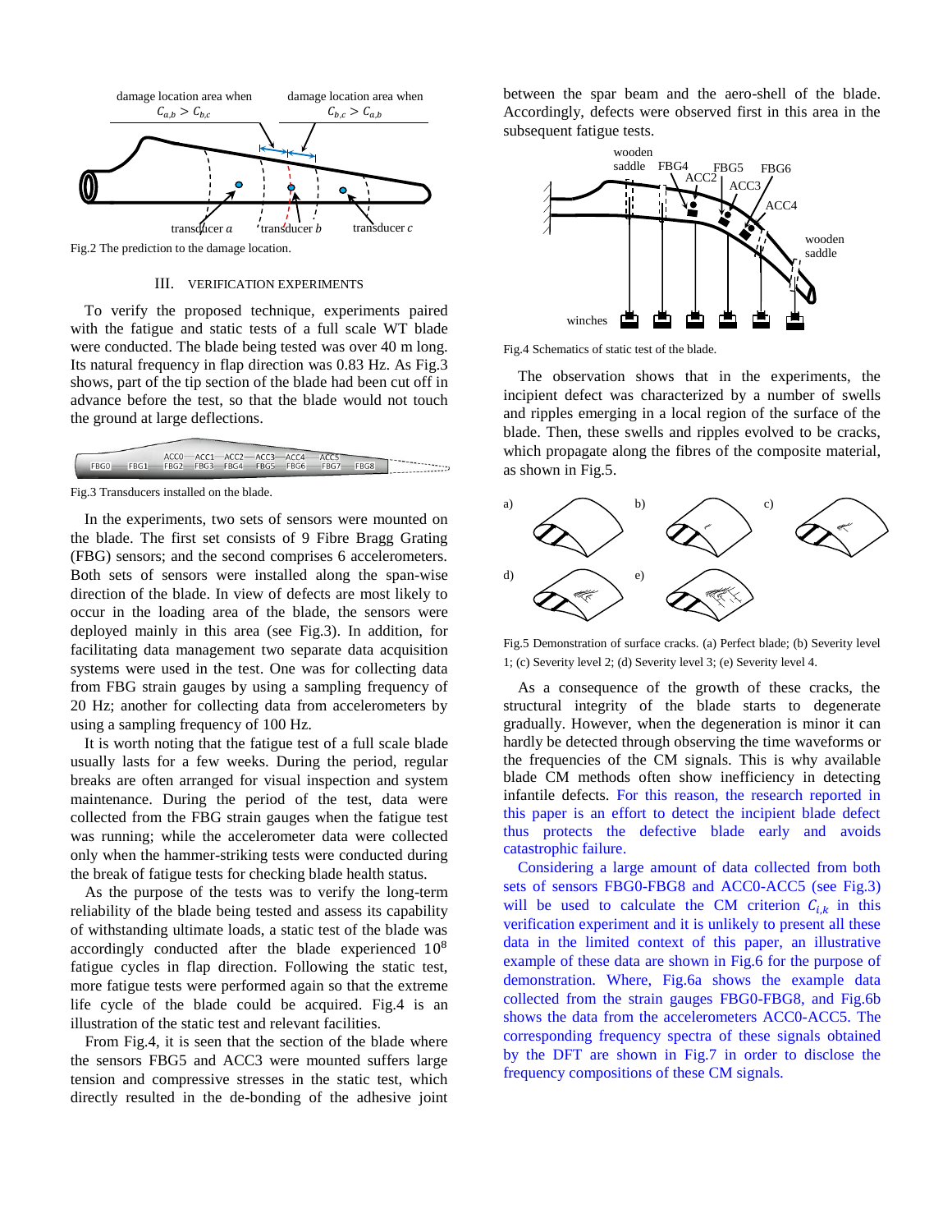Fig.2 The prediction to the damage location.

## III. VERIFICATION EXPERIMENTS

To verify the proposed technique, experiments paired with the fatigue and static tests of a full scale WT blade were conducted. The blade being tested was over 40 m long. Its natural frequency in flap direction was 0.83 Hz. As Fig.3 shows, part of the tip section of the blade had been cut off in advance before the test, so that the blade would not touch the ground at large deflections.

Fig.3 Transducers installed on the blade.

In the experiments, two sets of sensors were mounted on the blade. The first set consists of 9 Fibre Bragg Grating (FBG) sensors; and the second comprises 6 accelerometers. Both sets of sensors were installed along the span-wise direction of the blade. In view of defects are most likely to occur in the loading area of the blade, the sensors were deployed mainly in this area (see Fig.3). In addition, for facilitating data management two separate data acquisition systems were used in the test. One was for collecting data from FBG strain gauges by using a sampling frequency of 20 Hz; another for collecting data from accelerometers by using a sampling frequency of 100 Hz.

It is worth noting that the fatigue test of a full scale blade usually lasts for a few weeks. During the period, regular breaks are often arranged for visual inspection and system maintenance. During the period of the test, data were collected from the FBG strain gauges when the fatigue test was running; while the accelerometer data were collected only when the hammer-striking tests were conducted during the break of fatigue tests for checking blade health status.

As the purpose of the tests was to verify the long-term reliability of the blade being tested and assess its capability of withstanding ultimate loads, a static test of the blade was accordingly conducted after the blade experienced $10^8$ fatigue cycles in flap direction. Following the static test, more fatigue tests were performed again so that the extreme life cycle of the blade could be acquired. Fig.4 is an illustration of the static test and relevant facilities.

From Fig.4, it is seen that the section of the blade where the sensors FBG5 and ACC3 were mounted suffers large tension and compressive stresses in the static test, which directly resulted in the de-bonding of the adhesive joint between the spar beam and the aero-shell of the blade. Accordingly, defects were observed first in this area in the subsequent fatigue tests.

Fig.4 Schematics of static test of the blade.

The observation shows that in the experiments, the incipient defect was characterized by a number of swells and ripples emerging in a local region of the surface of the blade. Then, these swells and ripples evolved to be cracks, which propagate along the fibres of the composite material, as shown in Fig.5.

Fig.5 Demonstration of surface cracks. (a) Perfect blade; (b) Severity level 1; (c) Severity level 2; (d) Severity level 3; (e) Severity level 4.

As a consequence of the growth of these cracks, the structural integrity of the blade starts to degenerate gradually. However, when the degeneration is minor it can hardly be detected through observing the time waveforms or the frequencies of the CM signals. This is why available blade CM methods often show inefficiency in detecting infantile defects. For this reason, the research reported in this paper is an effort to detect the incipient blade defect thus protects the defective blade early and avoids catastrophic failure.

Considering a large amount of data collected from both sets of sensors FBG0-FBG8 and ACC0-ACC5 (see Fig.3) will be used to calculate the CM criterion $C_{i,k}$ in this verification experiment and it is unlikely to present all these data in the limited context of this paper, an illustrative example of these data are shown in Fig.6 for the purpose of demonstration. Where, Fig.6a shows the example data collected from the strain gauges FBG0-FBG8, and Fig.6b shows the data from the accelerometers ACC0-ACC5. The corresponding frequency spectra of these signals obtained by the DFT are shown in Fig.7 in order to disclose the frequency compositions of these CM signals.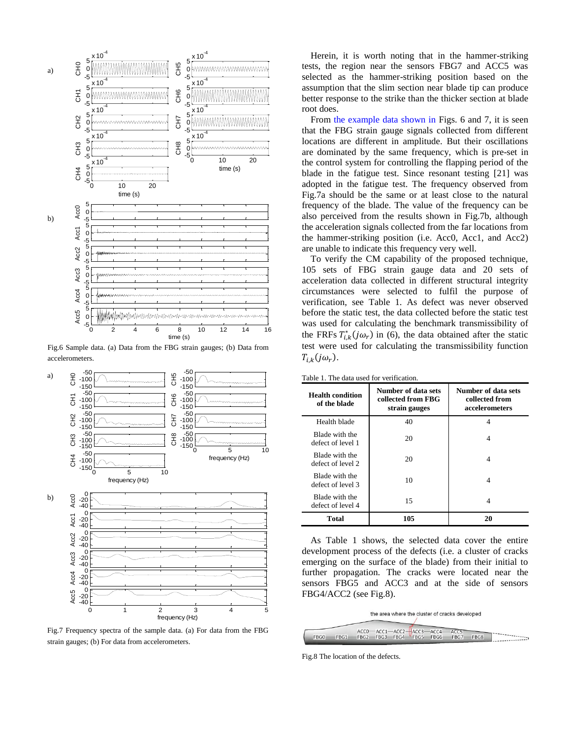Fig.6 Sample data. (a) Data from the FBG strain gauges; (b) Data from accelerometers.

Fig.7 Frequency spectra of the sample data. (a) For data from the FBG strain gauges; (b) For data from accelerometers.

Herein, it is worth noting that in the hammer-striking tests, the region near the sensors FBG7 and ACC5 was selected as the hammer-striking position based on the assumption that the slim section near blade tip can produce better response to the strike than the thicker section at blade root does.

From the example data shown in Figs. 6 and 7, it is seen that the FBG strain gauge signals collected from different locations are different in amplitude. But their oscillations are dominated by the same frequency, which is pre-set in the control system for controlling the flapping period of the blade in the fatigue test. Since resonant testing [21] was adopted in the fatigue test. The frequency observed from Fig.7a should be the same or at least close to the natural frequency of the blade. The value of the frequency can be also perceived from the results shown in Fig.7b, although the acceleration signals collected from the far locations from the hammer-striking position (i.e. Acc0, Acc1, and Acc2) are unable to indicate this frequency very well.

To verify the CM capability of the proposed technique, 105 sets of FBG strain gauge data and 20 sets of acceleration data collected in different structural integrity circumstances were selected to fulfil the purpose of verification, see Table 1. As defect was never observed before the static test, the data collected before the static test was used for calculating the benchmark transmissibility of the FRFs $T_{i,k}^{*}(j\omega_r)$ in (6), the data obtained after the static test were used for calculating the transmissibility function $T_{i,k}(j\omega_r)$.

Table 1. The data used for verification.

| Health condition of the blade | Number of data sets collected from FBG strain gauges | Number of data sets collected from accelerometers |
|---|---|---|
| Health blade | 40 | 4 |
| Blade with the defect of level 1 | 20 | 4 |
| Blade with the defect of level 2 | 20 | 4 |
| Blade with the defect of level 3 | 10 | 4 |
| Blade with the defect of level 4 | 15 | 4 |
| **Total** | **105** | **20** |

As Table 1 shows, the selected data cover the entire development process of the defects (i.e. a cluster of cracks emerging on the surface of the blade) from their initial to further propagation. The cracks were located near the sensors FBG5 and ACC3 and at the side of sensors FBG4/ACC2 (see Fig.8).

Fig.8 The location of the defects.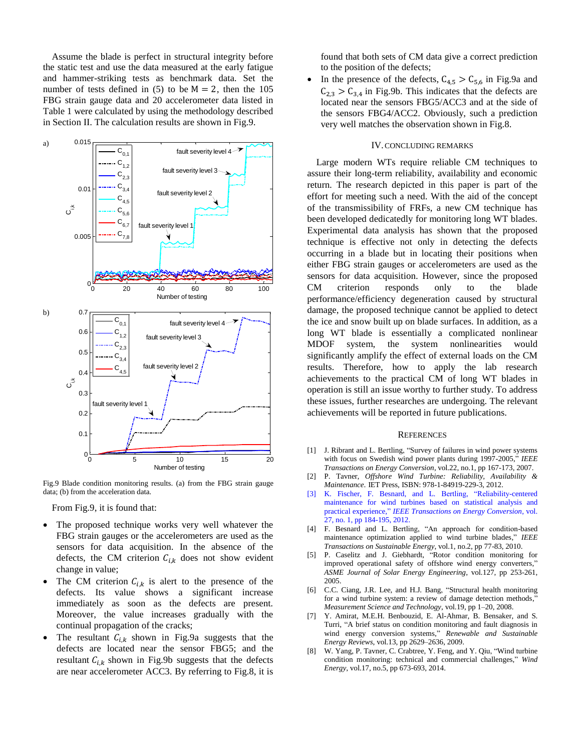Assume the blade is perfect in structural integrity before the static test and use the data measured at the early fatigue and hammer-striking tests as benchmark data. Set the number of tests defined in (5) to be $M = 2$, then the 105 FBG strain gauge data and 20 accelerometer data listed in Table 1 were calculated by using the methodology described in Section II. The calculation results are shown in Fig.9.

Fig.9 Blade condition monitoring results. (a) from the FBG strain gauge data; (b) from the acceleration data.

From Fig.9, it is found that:

- The proposed technique works very well whatever the FBG strain gauges or the accelerometers are used as the sensors for data acquisition. In the absence of the defects, the CM criterion $C_{i,k}$ does not show evident change in value;
- The CM criterion $C_{i,k}$ is alert to the presence of the defects. Its value shows a significant increase immediately as soon as the defects are present. Moreover, the value increases gradually with the continual propagation of the cracks;
- The resultant $C_{i,k}$ shown in Fig.9a suggests that the defects are located near the sensor FBG5; and the resultant $C_{i,k}$ shown in Fig.9b suggests that the defects are near accelerometer ACC3. By referring to Fig.8, it is found that both sets of CM data give a correct prediction to the position of the defects;
- In the presence of the defects, $C_{4,5} > C_{5,6}$ in Fig.9a and $C_{2,3} > C_{3,4}$ in Fig.9b. This indicates that the defects are located near the sensors FBG5/ACC3 and at the side of the sensors FBG4/ACC2. Obviously, such a prediction very well matches the observation shown in Fig.8.

## IV. Concluding Remarks

Large modern WTs require reliable CM techniques to assure their long-term reliability, availability and economic return. The research depicted in this paper is part of the effort for meeting such a need. With the aid of the concept of the transmissibility of FRFs, a new CM technique has been developed dedicatedly for monitoring long WT blades. Experimental data analysis has shown that the proposed technique is effective not only in detecting the defects occurring in a blade but in locating their positions when either FBG strain gauges or accelerometers are used as the sensors for data acquisition. However, since the proposed CM criterion responds only to the blade performance/efficiency degeneration caused by structural damage, the proposed technique cannot be applied to detect the ice and snow built up on blade surfaces. In addition, as a long WT blade is essentially a complicated nonlinear MDOF system, the system nonlinearities would significantly amplify the effect of external loads on the CM results. Therefore, how to apply the lab research achievements to the practical CM of long WT blades in operation is still an issue worthy to further study. To address these issues, further researches are undergoing. The relevant achievements will be reported in future publications.

## References

[1] J. Ribrant and L. Bertling, "Survey of failures in wind power systems with focus on Swedish wind power plants during 1997-2005," *IEEE Transactions on Energy Conversion*, vol.22, no.1, pp 167-173, 2007.

[2] P. Tavner, *Offshore Wind Turbine: Reliability, Availability & Maintenance*. IET Press, ISBN: 978-1-84919-229-3, 2012.

[3] K. Fischer, F. Besnard, and L. Bertling, "Reliability-centered maintenance for wind turbines based on statistical analysis and practical experience," *IEEE Transactions on Energy Conversion*, vol. 27, no. 1, pp 184-195, 2012.

[4] F. Besnard and L. Bertling, "An approach for condition-based maintenance optimization applied to wind turbine blades," *IEEE Transactions on Sustainable Energy*, vol.1, no.2, pp 77-83, 2010.

[5] P. Caselitz and J. Giebhardt, "Rotor condition monitoring for improved operational safety of offshore wind energy converters," *ASME Journal of Solar Energy Engineering*, vol.127, pp 253-261, 2005.

[6] C.C. Ciang, J.R. Lee, and H.J. Bang, "Structural health monitoring for a wind turbine system: a review of damage detection methods," *Measurement Science and Technology*, vol.19, pp 1–20, 2008.

[7] Y. Amirat, M.E.H. Benbouzid, E. Al-Ahmar, B. Bensaker, and S. Turri, "A brief status on condition monitoring and fault diagnosis in wind energy conversion systems," *Renewable and Sustainable Energy Reviews*, vol.13, pp 2629–2636, 2009.

[8] W. Yang, P. Tavner, C. Crabtree, Y. Feng, and Y. Qiu, "Wind turbine condition monitoring: technical and commercial challenges," *Wind Energy*, vol.17, no.5, pp 673-693, 2014.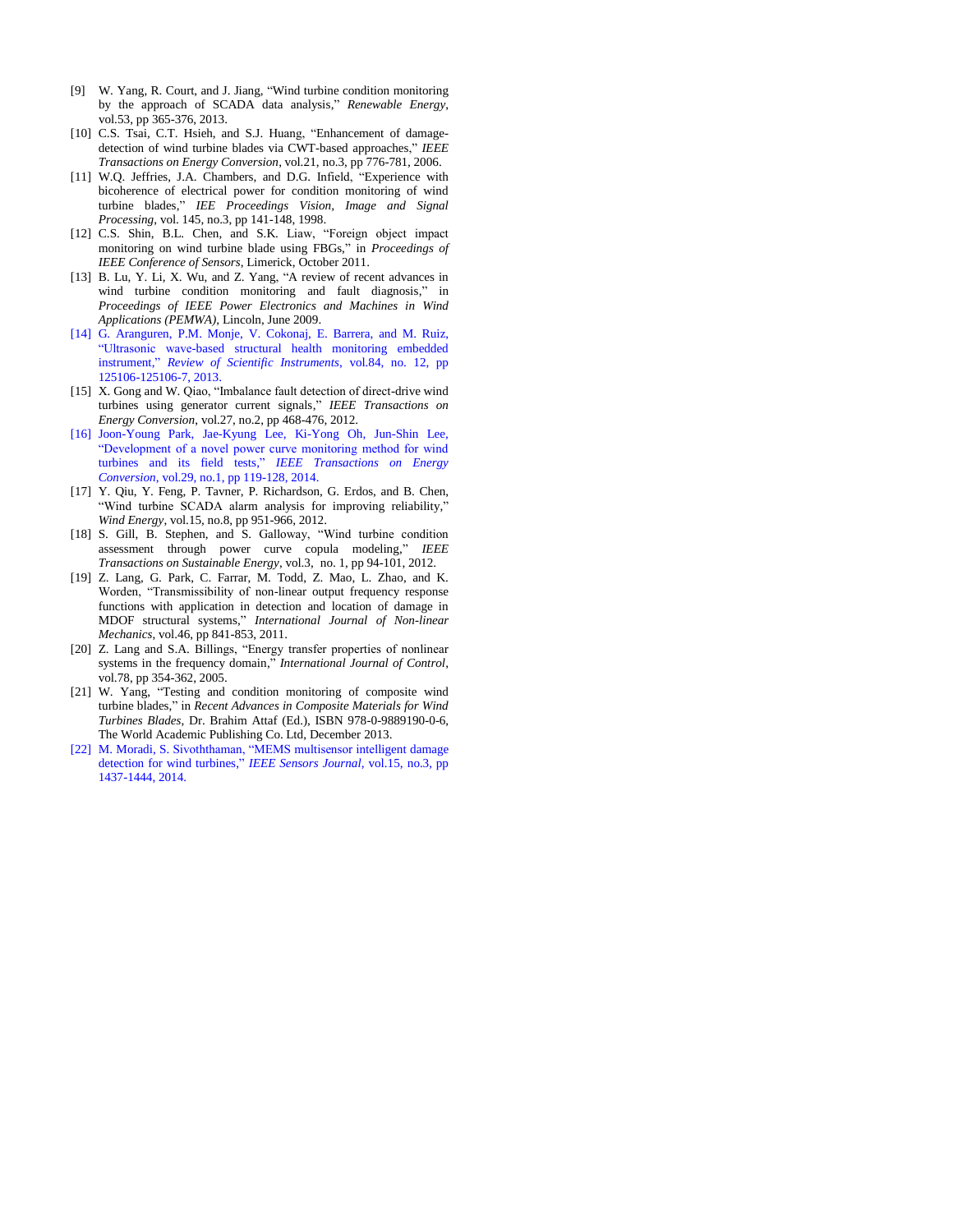[9] W. Yang, R. Court, and J. Jiang, "Wind turbine condition monitoring by the approach of SCADA data analysis," *Renewable Energy*, vol.53, pp 365-376, 2013.

[10] C.S. Tsai, C.T. Hsieh, and S.J. Huang, "Enhancement of damage-detection of wind turbine blades via CWT-based approaches," *IEEE Transactions on Energy Conversion*, vol.21, no.3, pp 776-781, 2006.

[11] W.Q. Jeffries, J.A. Chambers, and D.G. Infield, "Experience with bicoherence of electrical power for condition monitoring of wind turbine blades," *IEE Proceedings Vision, Image and Signal Processing*, vol. 145, no.3, pp 141-148, 1998.

[12] C.S. Shin, B.L. Chen, and S.K. Liaw, "Foreign object impact monitoring on wind turbine blade using FBGs," in *Proceedings of IEEE Conference of Sensors*, Limerick, October 2011.

[13] B. Lu, Y. Li, X. Wu, and Z. Yang, "A review of recent advances in wind turbine condition monitoring and fault diagnosis," in *Proceedings of IEEE Power Electronics and Machines in Wind Applications (PEMWA)*, Lincoln, June 2009.

[14] G. Aranguren, P.M. Monje, V. Cokonaj, E. Barrera, and M. Ruiz, "Ultrasonic wave-based structural health monitoring embedded instrument," *Review of Scientific Instruments*, vol.84, no. 12, pp 125106-125106-7, 2013.

[15] X. Gong and W. Qiao, "Imbalance fault detection of direct-drive wind turbines using generator current signals," *IEEE Transactions on Energy Conversion*, vol.27, no.2, pp 468-476, 2012.

[16] Joon-Young Park, Jae-Kyung Lee, Ki-Yong Oh, Jun-Shin Lee, "Development of a novel power curve monitoring method for wind turbines and its field tests," *IEEE Transactions on Energy Conversion*, vol.29, no.1, pp 119-128, 2014.

[17] Y. Qiu, Y. Feng, P. Tavner, P. Richardson, G. Erdos, and B. Chen, "Wind turbine SCADA alarm analysis for improving reliability," *Wind Energy*, vol.15, no.8, pp 951-966, 2012.

[18] S. Gill, B. Stephen, and S. Galloway, "Wind turbine condition assessment through power curve copula modeling," *IEEE Transactions on Sustainable Energy*, vol.3, no. 1, pp 94-101, 2012.

[19] Z. Lang, G. Park, C. Farrar, M. Todd, Z. Mao, L. Zhao, and K. Worden, "Transmissibility of non-linear output frequency response functions with application in detection and location of damage in MDOF structural systems," *International Journal of Non-linear Mechanics*, vol.46, pp 841-853, 2011.

[20] Z. Lang and S.A. Billings, "Energy transfer properties of nonlinear systems in the frequency domain," *International Journal of Control*, vol.78, pp 354-362, 2005.

[21] W. Yang, "Testing and condition monitoring of composite wind turbine blades," in *Recent Advances in Composite Materials for Wind Turbines Blades*, Dr. Brahim Attaf (Ed.), ISBN 978-0-9889190-0-6, The World Academic Publishing Co. Ltd, December 2013.

[22] M. Moradi, S. Sivoththaman, "MEMS multisensor intelligent damage detection for wind turbines," *IEEE Sensors Journal*, vol.15, no.3, pp 1437-1444, 2014.